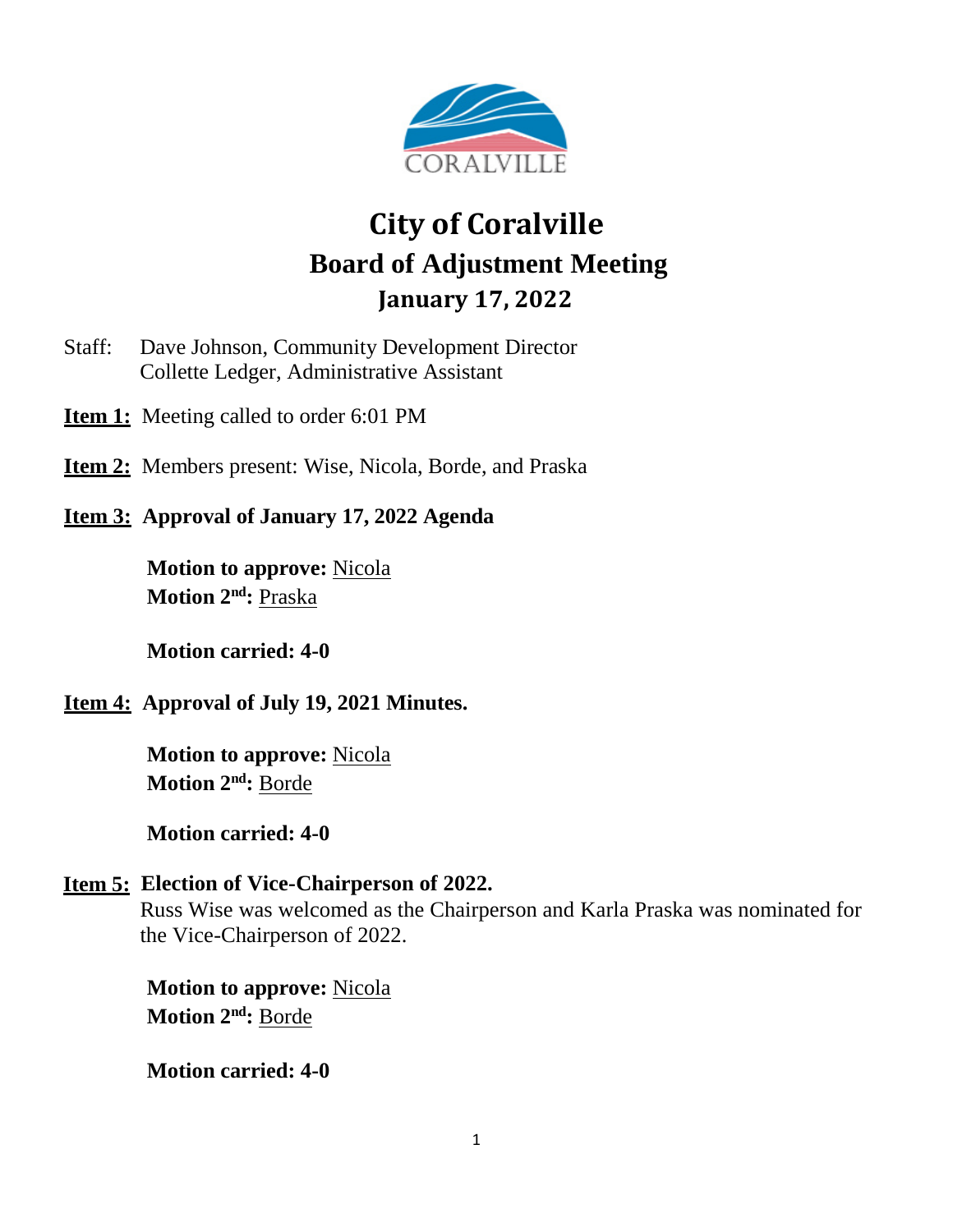# City of Coralville

## Board of Adjustment Meeting

### January 17, 2022

Staff: Dave Johnson, Community Development Director
Collette Ledger, Administrative Assistant

**Item 1:** Meeting called to order 6:01 PM

**Item 2:** Members present: Wise, Nicola, Borde, and Praska

**Item 3: Approval of January 17, 2022 Agenda**

**Motion to approve:** Nicola
**Motion 2nd:** Praska

**Motion carried: 4-0**

**Item 4: Approval of July 19, 2021 Minutes.**

**Motion to approve:** Nicola
**Motion 2nd:** Borde

**Motion carried: 4-0**

**Item 5: Election of Vice-Chairperson of 2022.**
Russ Wise was welcomed as the Chairperson and Karla Praska was nominated for the Vice-Chairperson of 2022.

**Motion to approve:** Nicola
**Motion 2nd:** Borde

**Motion carried: 4-0**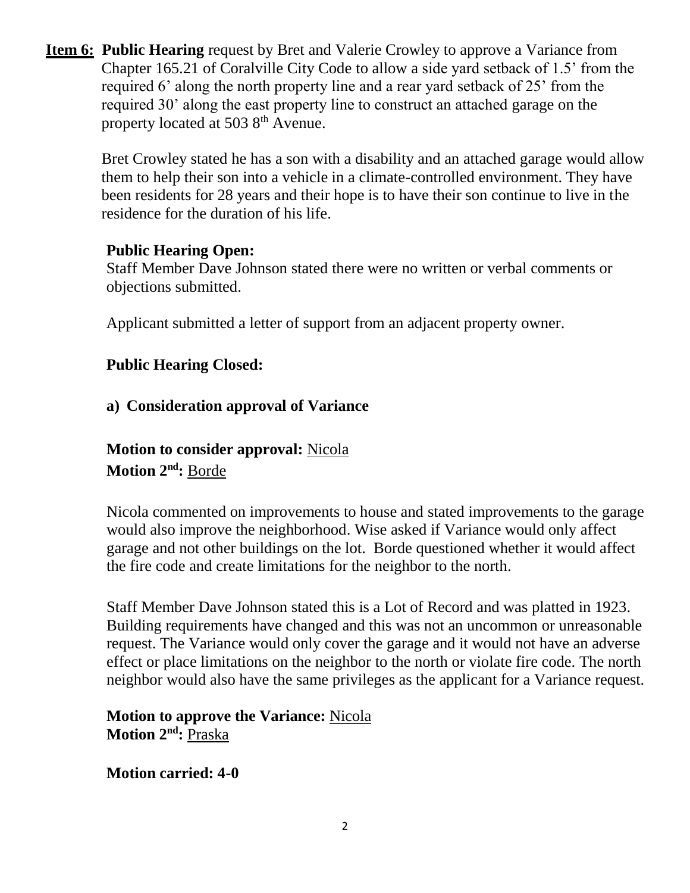**Item 6: Public Hearing** request by Bret and Valerie Crowley to approve a Variance from Chapter 165.21 of Coralville City Code to allow a side yard setback of 1.5' from the required 6' along the north property line and a rear yard setback of 25' from the required 30' along the east property line to construct an attached garage on the property located at 503 8th Avenue.

Bret Crowley stated he has a son with a disability and an attached garage would allow them to help their son into a vehicle in a climate-controlled environment. They have been residents for 28 years and their hope is to have their son continue to live in the residence for the duration of his life.

**Public Hearing Open:**

Staff Member Dave Johnson stated there were no written or verbal comments or objections submitted.

Applicant submitted a letter of support from an adjacent property owner.

**Public Hearing Closed:**

**a) Consideration approval of Variance**

**Motion to consider approval:** Nicola
**Motion 2nd:** Borde

Nicola commented on improvements to house and stated improvements to the garage would also improve the neighborhood. Wise asked if Variance would only affect garage and not other buildings on the lot. Borde questioned whether it would affect the fire code and create limitations for the neighbor to the north.

Staff Member Dave Johnson stated this is a Lot of Record and was platted in 1923. Building requirements have changed and this was not an uncommon or unreasonable request. The Variance would only cover the garage and it would not have an adverse effect or place limitations on the neighbor to the north or violate fire code. The north neighbor would also have the same privileges as the applicant for a Variance request.

**Motion to approve the Variance:** Nicola
**Motion 2nd:** Praska

**Motion carried: 4-0**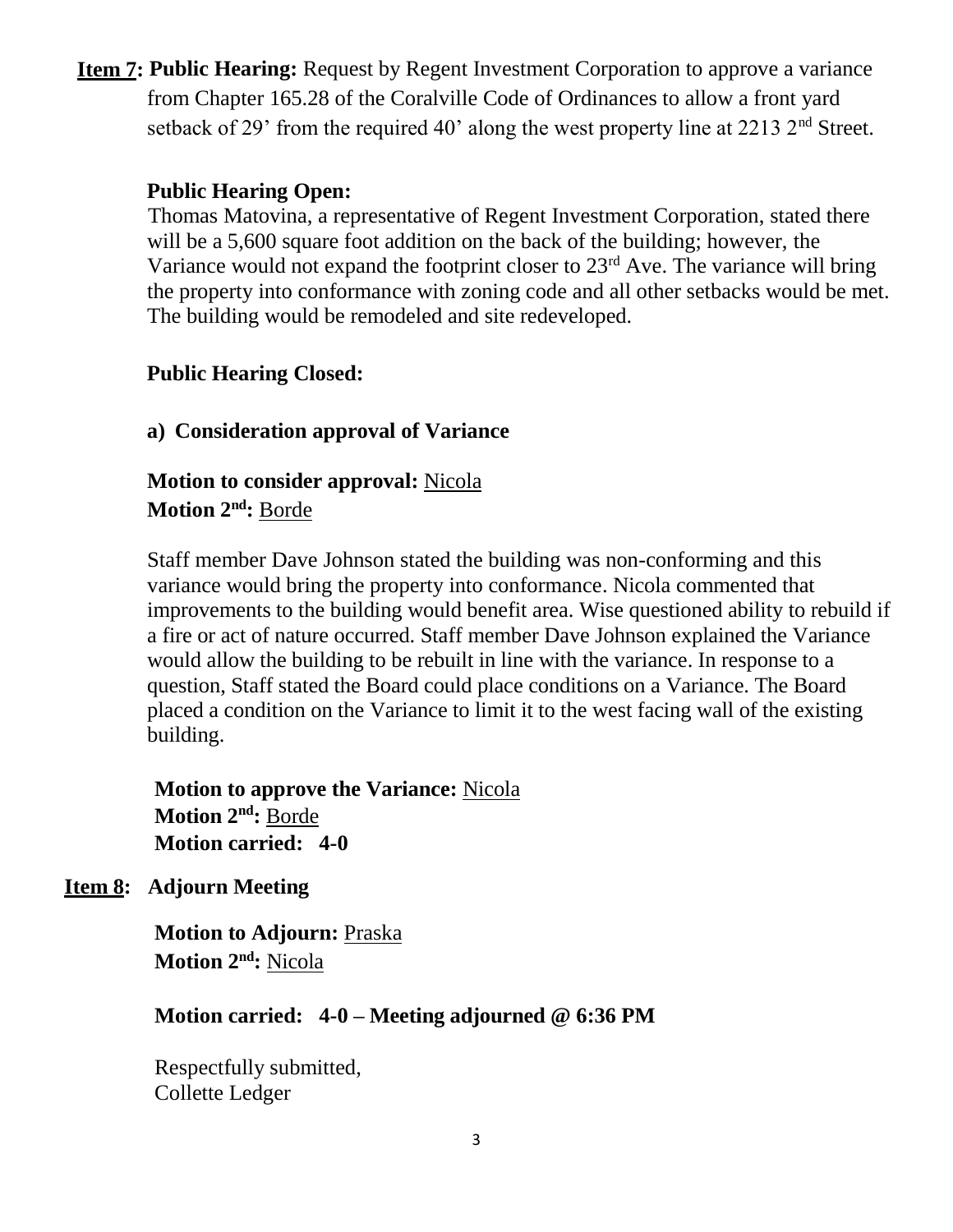**Item 7: Public Hearing:** Request by Regent Investment Corporation to approve a variance from Chapter 165.28 of the Coralville Code of Ordinances to allow a front yard setback of 29' from the required 40' along the west property line at 2213 2nd Street.

**Public Hearing Open:**

Thomas Matovina, a representative of Regent Investment Corporation, stated there will be a 5,600 square foot addition on the back of the building; however, the Variance would not expand the footprint closer to 23rd Ave. The variance will bring the property into conformance with zoning code and all other setbacks would be met. The building would be remodeled and site redeveloped.

**Public Hearing Closed:**

**a) Consideration approval of Variance**

**Motion to consider approval:** Nicola
**Motion 2nd:** Borde

Staff member Dave Johnson stated the building was non-conforming and this variance would bring the property into conformance. Nicola commented that improvements to the building would benefit area. Wise questioned ability to rebuild if a fire or act of nature occurred. Staff member Dave Johnson explained the Variance would allow the building to be rebuilt in line with the variance. In response to a question, Staff stated the Board could place conditions on a Variance. The Board placed a condition on the Variance to limit it to the west facing wall of the existing building.

**Motion to approve the Variance:** Nicola
**Motion 2nd:** Borde
**Motion carried: 4-0**

**Item 8: Adjourn Meeting**

**Motion to Adjourn:** Praska
**Motion 2nd:** Nicola

**Motion carried: 4-0 – Meeting adjourned @ 6:36 PM**

Respectfully submitted,
Collette Ledger